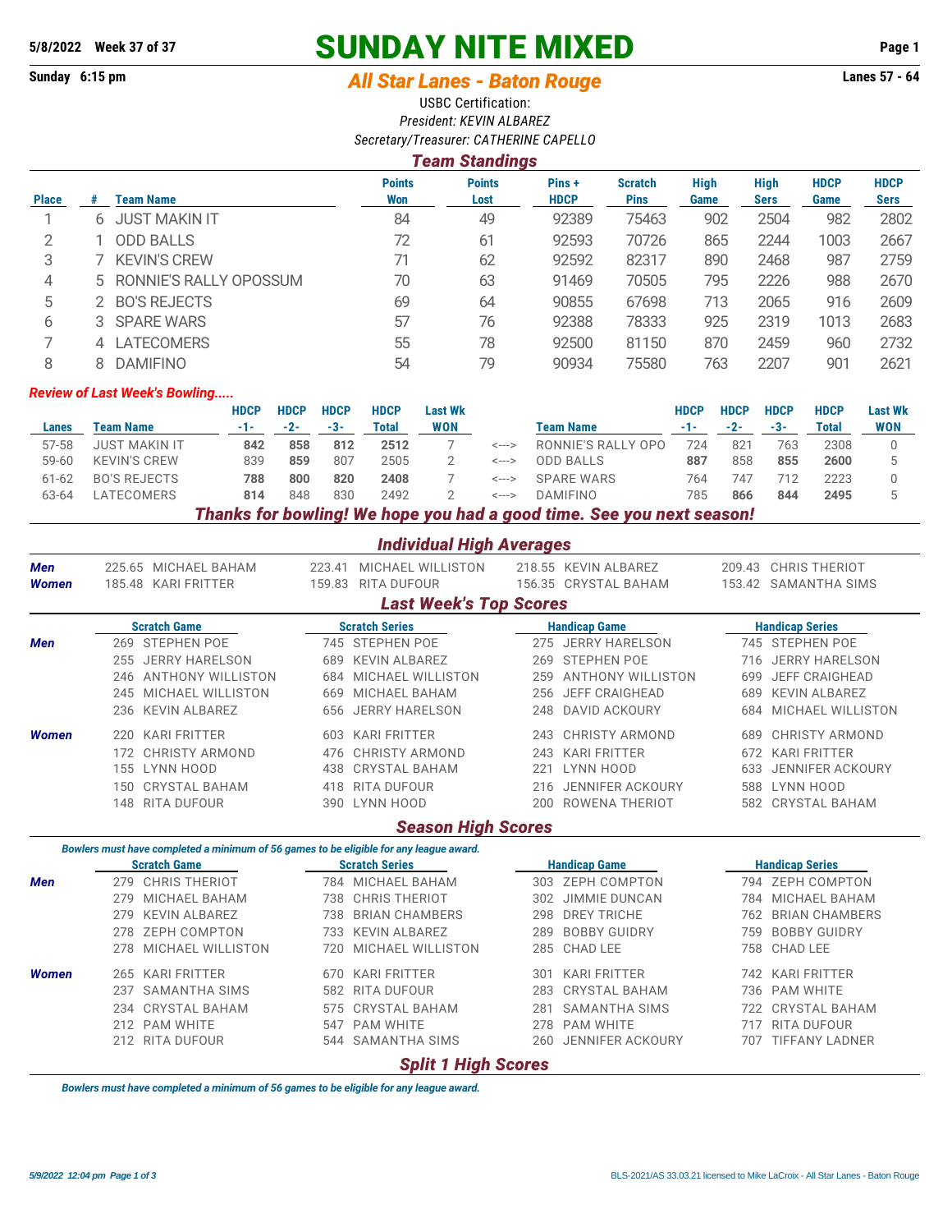**5/8/2022 Week 37 of 37**

# SUNDAY NITE MIXED

**Sunday 6:15 pm**

## *All Star Lanes - Baton Rouge*

**Lanes 57 - 64**

USBC Certification:

*President: KEVIN ALBAREZ*

*Secretary/Treasurer: CATHERINE CAPELLO*

### *Team Standings*

| Place | # | Team Name | Points Won | Points Lost | Pins + HDCP | Scratch Pins | High Game | High Sers | HDCP Game | HDCP Sers |
|---|---|---|---|---|---|---|---|---|---|---|
| 1 | 6 | JUST MAKIN IT | 84 | 49 | 92389 | 75463 | 902 | 2504 | 982 | 2802 |
| 2 | 1 | ODD BALLS | 72 | 61 | 92593 | 70726 | 865 | 2244 | 1003 | 2667 |
| 3 | 7 | KEVIN'S CREW | 71 | 62 | 92592 | 82317 | 890 | 2468 | 987 | 2759 |
| 4 | 5 | RONNIE'S RALLY OPOSSUM | 70 | 63 | 91469 | 70505 | 795 | 2226 | 988 | 2670 |
| 5 | 2 | BO'S REJECTS | 69 | 64 | 90855 | 67698 | 713 | 2065 | 916 | 2609 |
| 6 | 3 | SPARE WARS | 57 | 76 | 92388 | 78333 | 925 | 2319 | 1013 | 2683 |
| 7 | 4 | LATECOMERS | 55 | 78 | 92500 | 81150 | 870 | 2459 | 960 | 2732 |
| 8 | 8 | DAMIFINO | 54 | 79 | 90934 | 75580 | 763 | 2207 | 901 | 2621 |

### *Review of Last Week's Bowling.....*

| Lanes | Team Name | HDCP -1- | HDCP -2- | HDCP -3- | HDCP Total | Last Wk WON | | Team Name | HDCP -1- | HDCP -2- | HDCP -3- | HDCP Total | Last Wk WON |
|---|---|---|---|---|---|---|---|---|---|---|---|---|---|
| 57-58 | JUST MAKIN IT | **842** | **858** | **812** | **2512** | 7 | <---> | RONNIE'S RALLY OPO | 724 | 821 | 763 | 2308 | 0 |
| 59-60 | KEVIN'S CREW | 839 | **859** | 807 | 2505 | 2 | <---> | ODD BALLS | **887** | 858 | **855** | **2600** | 5 |
| 61-62 | BO'S REJECTS | **788** | **800** | **820** | **2408** | 7 | <---> | SPARE WARS | 764 | 747 | 712 | 2223 | 0 |
| 63-64 | LATECOMERS | **814** | 848 | 830 | 2492 | 2 | <---> | DAMIFINO | 785 | **866** | **844** | **2495** | 5 |

***Thanks for bowling! We hope you had a good time. See you next season!***

### *Individual High Averages*

| | | | | |
|---|---|---|---|---|
| ***Men*** | 225.65 MICHAEL BAHAM | 223.41 MICHAEL WILLISTON | 218.55 KEVIN ALBAREZ | 209.43 CHRIS THERIOT |
| ***Women*** | 185.48 KARI FRITTER | 159.83 RITA DUFOUR | 156.35 CRYSTAL BAHAM | 153.42 SAMANTHA SIMS |

### *Last Week's Top Scores*

| | Scratch Game | Scratch Series | Handicap Game | Handicap Series |
|---|---|---|---|---|
| ***Men*** | 269 STEPHEN POE | 745 STEPHEN POE | 275 JERRY HARELSON | 745 STEPHEN POE |
| | 255 JERRY HARELSON | 689 KEVIN ALBAREZ | 269 STEPHEN POE | 716 JERRY HARELSON |
| | 246 ANTHONY WILLISTON | 684 MICHAEL WILLISTON | 259 ANTHONY WILLISTON | 699 JEFF CRAIGHEAD |
| | 245 MICHAEL WILLISTON | 669 MICHAEL BAHAM | 256 JEFF CRAIGHEAD | 689 KEVIN ALBAREZ |
| | 236 KEVIN ALBAREZ | 656 JERRY HARELSON | 248 DAVID ACKOURY | 684 MICHAEL WILLISTON |
| ***Women*** | 220 KARI FRITTER | 603 KARI FRITTER | 243 CHRISTY ARMOND | 689 CHRISTY ARMOND |
| | 172 CHRISTY ARMOND | 476 CHRISTY ARMOND | 243 KARI FRITTER | 672 KARI FRITTER |
| | 155 LYNN HOOD | 438 CRYSTAL BAHAM | 221 LYNN HOOD | 633 JENNIFER ACKOURY |
| | 150 CRYSTAL BAHAM | 418 RITA DUFOUR | 216 JENNIFER ACKOURY | 588 LYNN HOOD |
| | 148 RITA DUFOUR | 390 LYNN HOOD | 200 ROWENA THERIOT | 582 CRYSTAL BAHAM |

### *Season High Scores*

***Bowlers must have completed a minimum of 56 games to be eligible for any league award.***

| | Scratch Game | Scratch Series | Handicap Game | Handicap Series |
|---|---|---|---|---|
| ***Men*** | 279 CHRIS THERIOT | 784 MICHAEL BAHAM | 303 ZEPH COMPTON | 794 ZEPH COMPTON |
| | 279 MICHAEL BAHAM | 738 CHRIS THERIOT | 302 JIMMIE DUNCAN | 784 MICHAEL BAHAM |
| | 279 KEVIN ALBAREZ | 738 BRIAN CHAMBERS | 298 DREY TRICHE | 762 BRIAN CHAMBERS |
| | 278 ZEPH COMPTON | 733 KEVIN ALBAREZ | 289 BOBBY GUIDRY | 759 BOBBY GUIDRY |
| | 278 MICHAEL WILLISTON | 720 MICHAEL WILLISTON | 285 CHAD LEE | 758 CHAD LEE |
| ***Women*** | 265 KARI FRITTER | 670 KARI FRITTER | 301 KARI FRITTER | 742 KARI FRITTER |
| | 237 SAMANTHA SIMS | 582 RITA DUFOUR | 283 CRYSTAL BAHAM | 736 PAM WHITE |
| | 234 CRYSTAL BAHAM | 575 CRYSTAL BAHAM | 281 SAMANTHA SIMS | 722 CRYSTAL BAHAM |
| | 212 PAM WHITE | 547 PAM WHITE | 278 PAM WHITE | 717 RITA DUFOUR |
| | 212 RITA DUFOUR | 544 SAMANTHA SIMS | 260 JENNIFER ACKOURY | 707 TIFFANY LADNER |

### *Split 1 High Scores*

***Bowlers must have completed a minimum of 56 games to be eligible for any league award.***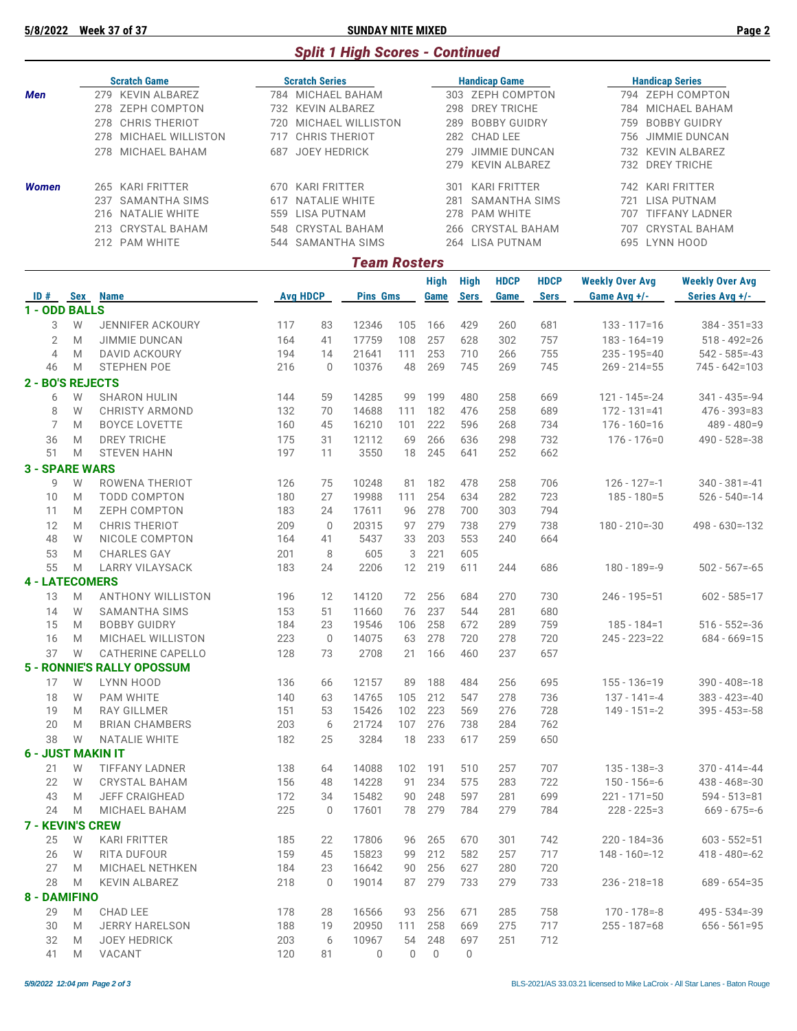## Split 1 High Scores - Continued

| | Scratch Game | Scratch Series | Handicap Game | Handicap Series |
|---|---|---|---|---|
| **Men** | 279 KEVIN ALBAREZ | 784 MICHAEL BAHAM | 303 ZEPH COMPTON | 794 ZEPH COMPTON |
| | 278 ZEPH COMPTON | 732 KEVIN ALBAREZ | 298 DREY TRICHE | 784 MICHAEL BAHAM |
| | 278 CHRIS THERIOT | 720 MICHAEL WILLISTON | 289 BOBBY GUIDRY | 759 BOBBY GUIDRY |
| | 278 MICHAEL WILLISTON | 717 CHRIS THERIOT | 282 CHAD LEE | 756 JIMMIE DUNCAN |
| | 278 MICHAEL BAHAM | 687 JOEY HEDRICK | 279 JIMMIE DUNCAN | 732 KEVIN ALBAREZ |
| | | | 279 KEVIN ALBAREZ | 732 DREY TRICHE |
| **Women** | 265 KARI FRITTER | 670 KARI FRITTER | 301 KARI FRITTER | 742 KARI FRITTER |
| | 237 SAMANTHA SIMS | 617 NATALIE WHITE | 281 SAMANTHA SIMS | 721 LISA PUTNAM |
| | 216 NATALIE WHITE | 559 LISA PUTNAM | 278 PAM WHITE | 707 TIFFANY LADNER |
| | 213 CRYSTAL BAHAM | 548 CRYSTAL BAHAM | 266 CRYSTAL BAHAM | 707 CRYSTAL BAHAM |
| | 212 PAM WHITE | 544 SAMANTHA SIMS | 264 LISA PUTNAM | 695 LYNN HOOD |

## Team Rosters

| ID # | Sex | Name | Avg | HDCP | Pins | Gms | High Game | High Sers | HDCP Game | HDCP Sers | Weekly Over Avg Game Avg +/- | Weekly Over Avg Series Avg +/- |
|---|---|---|---|---|---|---|---|---|---|---|---|---|
| **1 - ODD BALLS** | | | | | | | | | | | | |
| 3 | W | JENNIFER ACKOURY | 117 | 83 | 12346 | 105 | 166 | 429 | 260 | 681 | 133 - 117=16 | 384 - 351=33 |
| 2 | M | JIMMIE DUNCAN | 164 | 41 | 17759 | 108 | 257 | 628 | 302 | 757 | 183 - 164=19 | 518 - 492=26 |
| 4 | M | DAVID ACKOURY | 194 | 14 | 21641 | 111 | 253 | 710 | 266 | 755 | 235 - 195=40 | 542 - 585=-43 |
| 46 | M | STEPHEN POE | 216 | 0 | 10376 | 48 | 269 | 745 | 269 | 745 | 269 - 214=55 | 745 - 642=103 |
| **2 - BO'S REJECTS** | | | | | | | | | | | | |
| 6 | W | SHARON HULIN | 144 | 59 | 14285 | 99 | 199 | 480 | 258 | 669 | 121 - 145=-24 | 341 - 435=-94 |
| 8 | W | CHRISTY ARMOND | 132 | 70 | 14688 | 111 | 182 | 476 | 258 | 689 | 172 - 131=41 | 476 - 393=83 |
| 7 | M | BOYCE LOVETTE | 160 | 45 | 16210 | 101 | 222 | 596 | 268 | 734 | 176 - 160=16 | 489 - 480=9 |
| 36 | M | DREY TRICHE | 175 | 31 | 12112 | 69 | 266 | 636 | 298 | 732 | 176 - 176=0 | 490 - 528=-38 |
| 51 | M | STEVEN HAHN | 197 | 11 | 3550 | 18 | 245 | 641 | 252 | 662 | | |
| **3 - SPARE WARS** | | | | | | | | | | | | |
| 9 | W | ROWENA THERIOT | 126 | 75 | 10248 | 81 | 182 | 478 | 258 | 706 | 126 - 127=-1 | 340 - 381=-41 |
| 10 | M | TODD COMPTON | 180 | 27 | 19988 | 111 | 254 | 634 | 282 | 723 | 185 - 180=5 | 526 - 540=-14 |
| 11 | M | ZEPH COMPTON | 183 | 24 | 17611 | 96 | 278 | 700 | 303 | 794 | | |
| 12 | M | CHRIS THERIOT | 209 | 0 | 20315 | 97 | 279 | 738 | 279 | 738 | 180 - 210=-30 | 498 - 630=-132 |
| 48 | W | NICOLE COMPTON | 164 | 41 | 5437 | 33 | 203 | 553 | 240 | 664 | | |
| 53 | M | CHARLES GAY | 201 | 8 | 605 | 3 | 221 | 605 | | | | |
| 55 | M | LARRY VILAYSACK | 183 | 24 | 2206 | 12 | 219 | 611 | 244 | 686 | 180 - 189=-9 | 502 - 567=-65 |
| **4 - LATECOMERS** | | | | | | | | | | | | |
| 13 | M | ANTHONY WILLISTON | 196 | 12 | 14120 | 72 | 256 | 684 | 270 | 730 | 246 - 195=51 | 602 - 585=17 |
| 14 | W | SAMANTHA SIMS | 153 | 51 | 11660 | 76 | 237 | 544 | 281 | 680 | | |
| 15 | M | BOBBY GUIDRY | 184 | 23 | 19546 | 106 | 258 | 672 | 289 | 759 | 185 - 184=1 | 516 - 552=-36 |
| 16 | M | MICHAEL WILLISTON | 223 | 0 | 14075 | 63 | 278 | 720 | 278 | 720 | 245 - 223=22 | 684 - 669=15 |
| 37 | W | CATHERINE CAPELLO | 128 | 73 | 2708 | 21 | 166 | 460 | 237 | 657 | | |
| **5 - RONNIE'S RALLY OPOSSUM** | | | | | | | | | | | | |
| 17 | W | LYNN HOOD | 136 | 66 | 12157 | 89 | 188 | 484 | 256 | 695 | 155 - 136=19 | 390 - 408=-18 |
| 18 | W | PAM WHITE | 140 | 63 | 14765 | 105 | 212 | 547 | 278 | 736 | 137 - 141=-4 | 383 - 423=-40 |
| 19 | M | RAY GILLMER | 151 | 53 | 15426 | 102 | 223 | 569 | 276 | 728 | 149 - 151=-2 | 395 - 453=-58 |
| 20 | M | BRIAN CHAMBERS | 203 | 6 | 21724 | 107 | 276 | 738 | 284 | 762 | | |
| 38 | W | NATALIE WHITE | 182 | 25 | 3284 | 18 | 233 | 617 | 259 | 650 | | |
| **6 - JUST MAKIN IT** | | | | | | | | | | | | |
| 21 | W | TIFFANY LADNER | 138 | 64 | 14088 | 102 | 191 | 510 | 257 | 707 | 135 - 138=-3 | 370 - 414=-44 |
| 22 | W | CRYSTAL BAHAM | 156 | 48 | 14228 | 91 | 234 | 575 | 283 | 722 | 150 - 156=-6 | 438 - 468=-30 |
| 43 | M | JEFF CRAIGHEAD | 172 | 34 | 15482 | 90 | 248 | 597 | 281 | 699 | 221 - 171=50 | 594 - 513=81 |
| 24 | M | MICHAEL BAHAM | 225 | 0 | 17601 | 78 | 279 | 784 | 279 | 784 | 228 - 225=3 | 669 - 675=-6 |
| **7 - KEVIN'S CREW** | | | | | | | | | | | | |
| 25 | W | KARI FRITTER | 185 | 22 | 17806 | 96 | 265 | 670 | 301 | 742 | 220 - 184=36 | 603 - 552=51 |
| 26 | W | RITA DUFOUR | 159 | 45 | 15823 | 99 | 212 | 582 | 257 | 717 | 148 - 160=-12 | 418 - 480=-62 |
| 27 | M | MICHAEL NETHKEN | 184 | 23 | 16642 | 90 | 256 | 627 | 280 | 720 | | |
| 28 | M | KEVIN ALBAREZ | 218 | 0 | 19014 | 87 | 279 | 733 | 279 | 733 | 236 - 218=18 | 689 - 654=35 |
| **8 - DAMIFINO** | | | | | | | | | | | | |
| 29 | M | CHAD LEE | 178 | 28 | 16566 | 93 | 256 | 671 | 285 | 758 | 170 - 178=-8 | 495 - 534=-39 |
| 30 | M | JERRY HARELSON | 188 | 19 | 20950 | 111 | 258 | 669 | 275 | 717 | 255 - 187=68 | 656 - 561=95 |
| 32 | M | JOEY HEDRICK | 203 | 6 | 10967 | 54 | 248 | 697 | 251 | 712 | | |
| 41 | M | VACANT | 120 | 81 | 0 | 0 | 0 | 0 | | | | |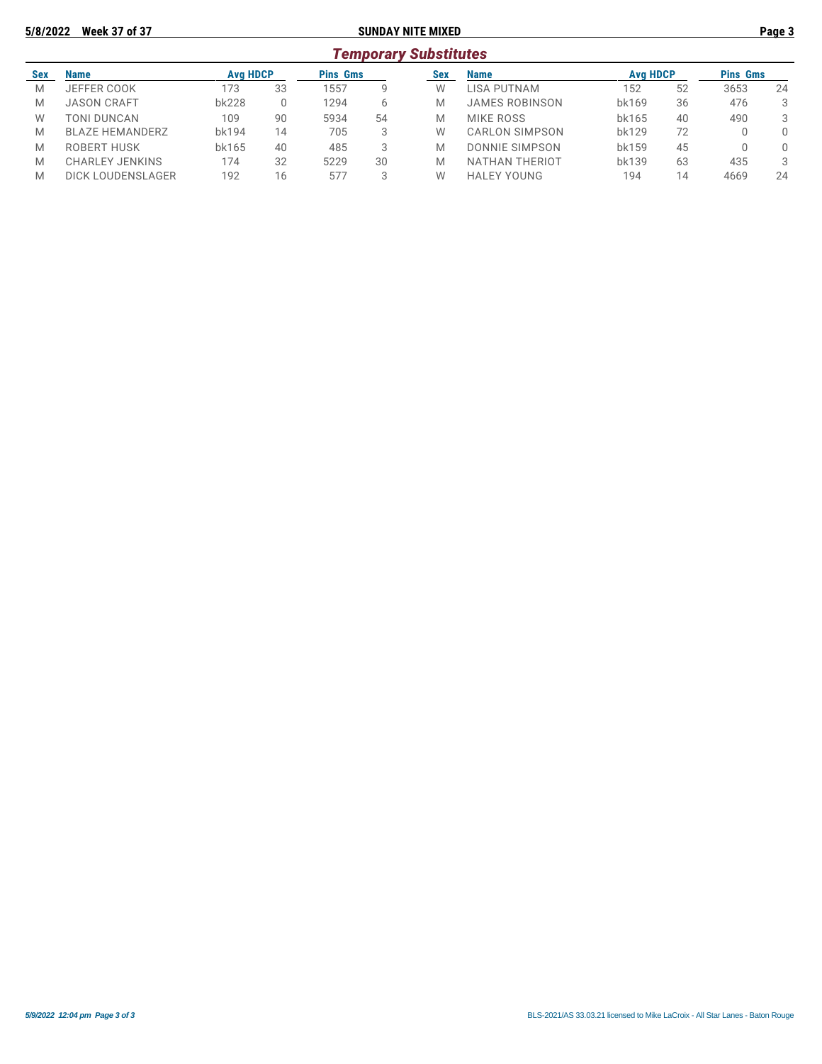## Temporary Substitutes

| Sex | Name | Avg | HDCP | Pins | Gms | Sex | Name | Avg | HDCP | Pins | Gms |
|---|---|---|---|---|---|---|---|---|---|---|---|
| M | JEFFER COOK | 173 | 33 | 1557 | 9 | W | LISA PUTNAM | 152 | 52 | 3653 | 24 |
| M | JASON CRAFT | bk228 | 0 | 1294 | 6 | M | JAMES ROBINSON | bk169 | 36 | 476 | 3 |
| W | TONI DUNCAN | 109 | 90 | 5934 | 54 | M | MIKE ROSS | bk165 | 40 | 490 | 3 |
| M | BLAZE HEMANDERZ | bk194 | 14 | 705 | 3 | W | CARLON SIMPSON | bk129 | 72 | 0 | 0 |
| M | ROBERT HUSK | bk165 | 40 | 485 | 3 | M | DONNIE SIMPSON | bk159 | 45 | 0 | 0 |
| M | CHARLEY JENKINS | 174 | 32 | 5229 | 30 | M | NATHAN THERIOT | bk139 | 63 | 435 | 3 |
| M | DICK LOUDENSLAGER | 192 | 16 | 577 | 3 | W | HALEY YOUNG | 194 | 14 | 4669 | 24 |